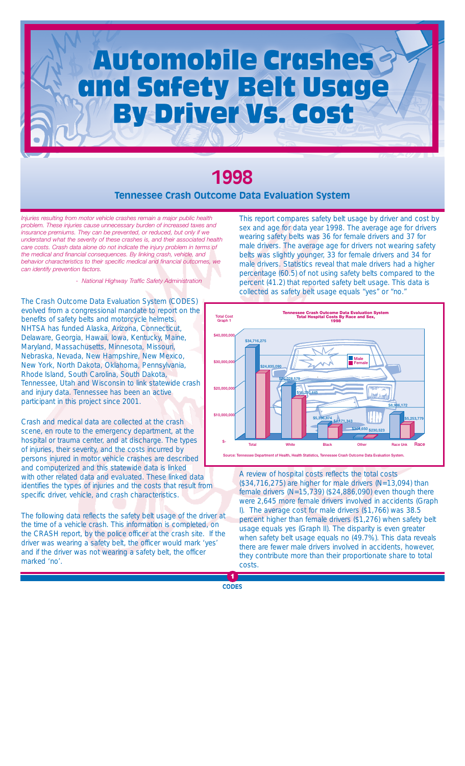# Automobile Crashes and Safety Belt Usage By Driver Vs. Cost

## 1998

### Tennessee Crash Outcome Data Evaluation System

*Injuries resulting from motor vehicle crashes remain a major public health problem. These injuries cause unnecessary burden of increased taxes and insurance premiums. They can be prevented, or reduced, but only if we understand what the severity of these crashes is, and their associated health care costs. Crash data alone do not indicate the injury problem in terms of the medical and financial consequences. By linking crash, vehicle, and behavior characteristics to their specific medical and financial outcomes, we can identify prevention factors.*

*- National Highway Traffic Safety Administration*

The Crash Outcome Data Evaluation System (CODES) evolved from a congressional mandate to report on the benefits of safety belts and motorcycle helmets. NHTSA has funded Alaska, Arizona, Connecticut, Delaware, Georgia, Hawaii, Iowa, Kentucky, Maine, Maryland, Massachusetts, Minnesota, Missouri, Nebraska, Nevada, New Hampshire, New Mexico, New York, North Dakota, Oklahoma, Pennsylvania, Rhode Island, South Carolina, South Dakota, Tennessee, Utah and Wisconsin to link statewide crash and injury data. Tennessee has been an active participant in this project since 2001.

Crash and medical data are collected at the crash scene, en route to the emergency department, at the hospital or trauma center, and at discharge. The types of injuries, their severity, and the costs incurred by persons injured in motor vehicle crashes are described and computerized and this statewide data is linked with other related data and evaluated. These linked data identifies the types of injuries and the costs that result from specific driver, vehicle, and crash characteristics.

The following data reflects the safety belt usage of the driver at the time of a vehicle crash. This information is completed, on the CRASH report, by the police officer at the crash site. If the driver was wearing a safety belt, the officer would mark 'yes' and if the driver was not wearing a safety belt, the officer marked 'no'.

This report compares safety belt usage by driver and cost by sex and age for data year 1998. The average age for drivers wearing safety belts was 36 for female drivers and 37 for male drivers. The average age for drivers not wearing safety belts was slightly younger, 33 for female drivers and 34 for male drivers. Statistics reveal that male drivers had a higher percentage (60.5) of not using safety belts compared to the percent (41.2) that reported safety belt usage. This data is collected as safety belt usage equals "yes" or "no."

**Tennessee Crash Outcome Data Evaluation System**
**Total Hospital Costs By Race and Sex, 1998**
Total Cost Graph 1

| Race | Male | Female |
|---|---|---|
| Total | $34,716,275 | $24,886,090 |
| White | $20,028,579 | $16,280,445 |
| Black | $5,396,874 | $4,171,343 |
| Other | $304,650 | $230,523 |
| Race Unk | $8,986,172 | $5,253,779 |

Source: Tennessee Department of Health, Health Statistics, Tennessee Crash Outcome Data Evaluation System.

A review of hospital costs reflects the total costs ($34,716,275) are higher for male drivers (N=13,094) than female drivers (N=15,739) ($24,886,090) even though there were 2,645 more female drivers involved in accidents (Graph I). The average cost for male drivers ($1,766) was 38.5 percent higher than female drivers ($1,276) when safety belt usage equals yes (Graph II). The disparity is even greater when safety belt usage equals no (49.7%). This data reveals there are fewer male drivers involved in accidents, however, they contribute more than their proportionate share to total costs.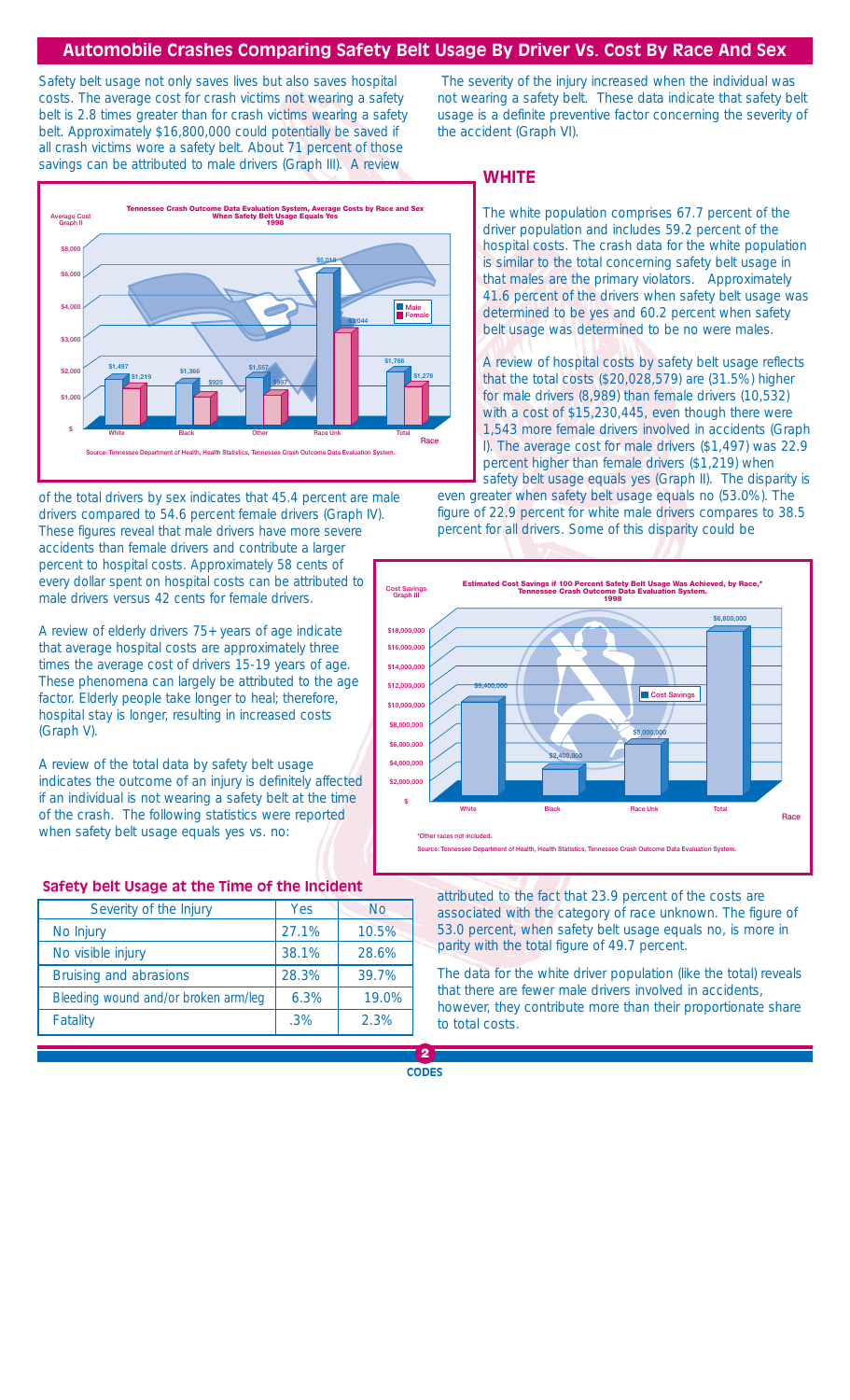## Automobile Crashes Comparing Safety Belt Usage By Driver Vs. Cost By Race And Sex

Safety belt usage not only saves lives but also saves hospital costs. The average cost for crash victims not wearing a safety belt is 2.8 times greater than for crash victims wearing a safety belt. Approximately $16,800,000 could potentially be saved if all crash victims wore a safety belt. About 71 percent of those savings can be attributed to male drivers (Graph III). A review of the total drivers by sex indicates that 45.4 percent are male drivers compared to 54.6 percent female drivers (Graph IV). These figures reveal that male drivers have more severe accidents than female drivers and contribute a larger percent to hospital costs. Approximately 58 cents of every dollar spent on hospital costs can be attributed to male drivers versus 42 cents for female drivers.

**Tennessee Crash Outcome Data Evaluation System, Average Costs by Race and Sex When Safety Belt Usage Equals Yes 1998** (Average Cost Graph II)

| Race | Male | Female |
|---|---|---|
| White | $1,497 | $1,219 |
| Black | $1,366 | $925 |
| Other | $1,557 | $997 |
| Race Unk | $5,018 | $3,044 |
| Total | $1,766 | $1,276 |

Source: Tennessee Department of Health, Health Statistics, Tennessee Crash Outcome Data Evaluation System.

A review of elderly drivers 75+ years of age indicate that average hospital costs are approximately three times the average cost of drivers 15-19 years of age. These phenomena can largely be attributed to the age factor. Elderly people take longer to heal; therefore, hospital stay is longer, resulting in increased costs (Graph V).

A review of the total data by safety belt usage indicates the outcome of an injury is definitely affected if an individual is not wearing a safety belt at the time of the crash. The following statistics were reported when safety belt usage equals yes vs. no:

### Safety belt Usage at the Time of the Incident

| Severity of the Injury | Yes | No |
|---|---|---|
| No Injury | 27.1% | 10.5% |
| No visible injury | 38.1% | 28.6% |
| Bruising and abrasions | 28.3% | 39.7% |
| Bleeding wound and/or broken arm/leg | 6.3% | 19.0% |
| Fatality | .3% | 2.3% |

The severity of the injury increased when the individual was not wearing a safety belt. These data indicate that safety belt usage is a definite preventive factor concerning the severity of the accident (Graph VI).

## WHITE

The white population comprises 67.7 percent of the driver population and includes 59.2 percent of the hospital costs. The crash data for the white population is similar to the total concerning safety belt usage in that males are the primary violators. Approximately 41.6 percent of the drivers when safety belt usage was determined to be yes and 60.2 percent when safety belt usage was determined to be no were males.

A review of hospital costs by safety belt usage reflects that the total costs ($20,028,579) are (31.5%) higher for male drivers (8,989) than female drivers (10,532) with a cost of $15,230,445, even though there were 1,543 more female drivers involved in accidents (Graph I). The average cost for male drivers ($1,497) was 22.9 percent higher than female drivers ($1,219) when safety belt usage equals yes (Graph II). The disparity is even greater when safety belt usage equals no (53.0%). The figure of 22.9 percent for white male drivers compares to 38.5 percent for all drivers. Some of this disparity could be attributed to the fact that 23.9 percent of the costs are associated with the category of race unknown. The figure of 53.0 percent, when safety belt usage equals no, is more in parity with the total figure of 49.7 percent.

**Estimated Cost Savings if 100 Percent Safety Belt Usage Was Achieved, by Race,\* Tennessee Crash Outcome Data Evaluation System. 1998** (Cost Savings Graph III)

| Race | Cost Savings |
|---|---|
| White | $9,400,000 |
| Black | $2,400,000 |
| Race Unk | $5,000,000 |
| Total | $6,800,000 |

*Other races not included.

Source: Tennessee Department of Health, Health Statistics, Tennessee Crash Outcome Data Evaluation System.

The data for the white driver population (like the total) reveals that there are fewer male drivers involved in accidents, however, they contribute more than their proportionate share to total costs.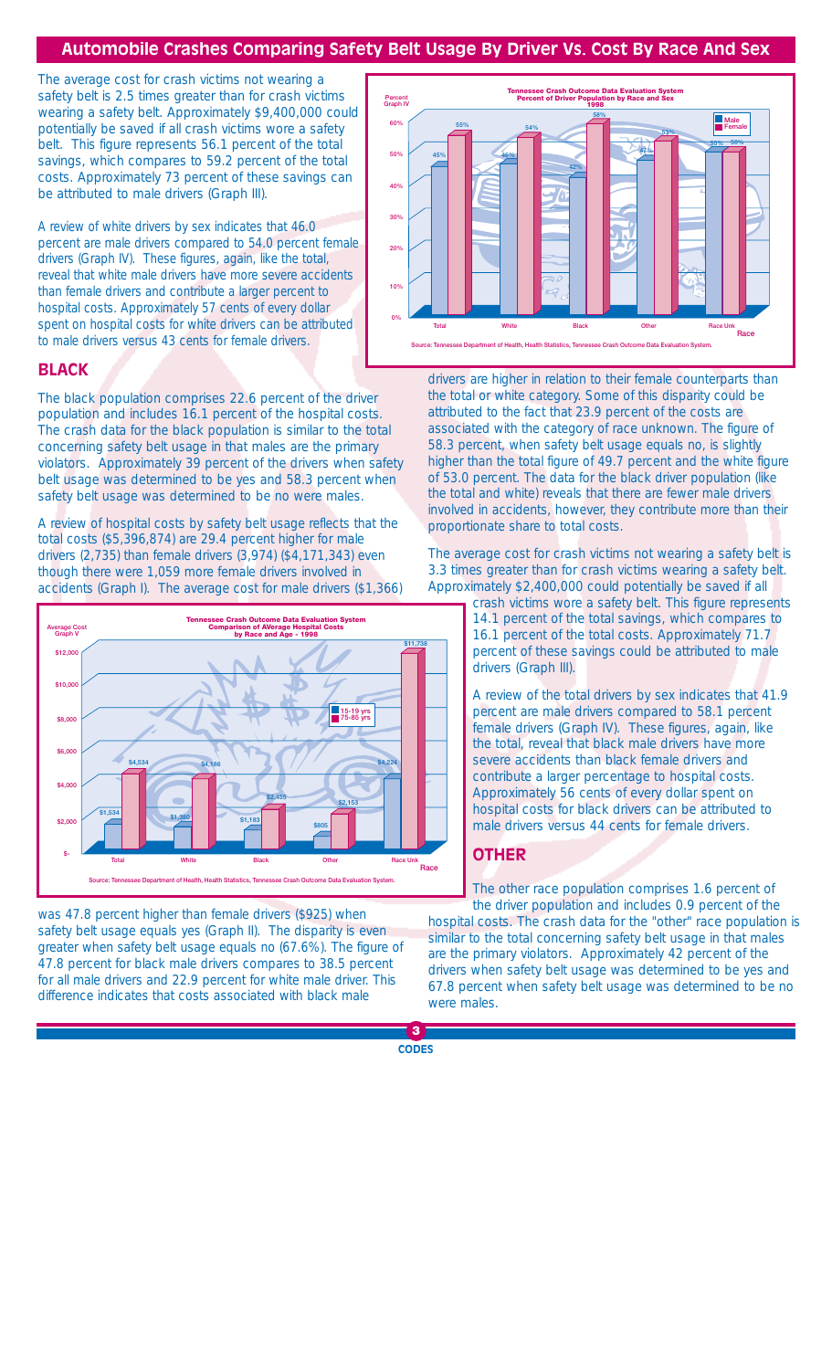## Automobile Crashes Comparing Safety Belt Usage By Driver Vs. Cost By Race And Sex

The average cost for crash victims not wearing a safety belt is 2.5 times greater than for crash victims wearing a safety belt. Approximately $9,400,000 could potentially be saved if all crash victims wore a safety belt. This figure represents 56.1 percent of the total savings, which compares to 59.2 percent of the total costs. Approximately 73 percent of these savings can be attributed to male drivers (Graph III).

A review of white drivers by sex indicates that 46.0 percent are male drivers compared to 54.0 percent female drivers (Graph IV). These figures, again, like the total, reveal that white male drivers have more severe accidents than female drivers and contribute a larger percent to hospital costs. Approximately 57 cents of every dollar spent on hospital costs for white drivers can be attributed to male drivers versus 43 cents for female drivers.

**Tennessee Crash Outcome Data Evaluation System**
**Percent of Driver Population by Race and Sex**
**1998**
Graph IV

| Race | Male | Female |
|---|---|---|
| Total | 45% | 55% |
| White | 46% | 54% |
| Black | 42% | 58% |
| Other | 47% | 53% |
| Race Unk | 50% | 50% |

Source: Tennessee Department of Health, Health Statistics, Tennessee Crash Outcome Data Evaluation System.

### BLACK

The black population comprises 22.6 percent of the driver population and includes 16.1 percent of the hospital costs. The crash data for the black population is similar to the total concerning safety belt usage in that males are the primary violators. Approximately 39 percent of the drivers when safety belt usage was determined to be yes and 58.3 percent when safety belt usage was determined to be no were males.

A review of hospital costs by safety belt usage reflects that the total costs ($5,396,874) are 29.4 percent higher for male drivers (2,735) than female drivers (3,974) ($4,171,343) even though there were 1,059 more female drivers involved in accidents (Graph I). The average cost for male drivers ($1,366) was 47.8 percent higher than female drivers ($925) when safety belt usage equals yes (Graph II). The disparity is even greater when safety belt usage equals no (67.6%). The figure of 47.8 percent for black male drivers compares to 38.5 percent for all male drivers and 22.9 percent for white male driver. This difference indicates that costs associated with black male drivers are higher in relation to their female counterparts than the total or white category. Some of this disparity could be attributed to the fact that 23.9 percent of the costs are associated with the category of race unknown. The figure of 58.3 percent, when safety belt usage equals no, is slightly higher than the total figure of 49.7 percent and the white figure of 53.0 percent. The data for the black driver population (like the total and white) reveals that there are fewer male drivers involved in accidents, however, they contribute more than their proportionate share to total costs.

**Tennessee Crash Outcome Data Evaluation System**
**Comparison of Average Hospital Costs**
**by Race and Age - 1998**
Average Cost Graph V

| Race | 15-19 yrs | 75-85 yrs |
|---|---|---|
| Total | $1,534 | $4,534 |
| White | $1,380 | $4,186 |
| Black | $1,183 | $2,455 |
| Other | $805 | $2,153 |
| Race Unk | $4,224 | $11,738 |

Source: Tennessee Department of Health, Health Statistics, Tennessee Crash Outcome Data Evaluation System.

The average cost for crash victims not wearing a safety belt is 3.3 times greater than for crash victims wearing a safety belt. Approximately $2,400,000 could potentially be saved if all crash victims wore a safety belt. This figure represents 14.1 percent of the total savings, which compares to 16.1 percent of the total costs. Approximately 71.7 percent of these savings could be attributed to male drivers (Graph III).

A review of the total drivers by sex indicates that 41.9 percent are male drivers compared to 58.1 percent female drivers (Graph IV). These figures, again, like the total, reveal that black male drivers have more severe accidents than black female drivers and contribute a larger percentage to hospital costs. Approximately 56 cents of every dollar spent on hospital costs for black drivers can be attributed to male drivers versus 44 cents for female drivers.

### OTHER

The other race population comprises 1.6 percent of the driver population and includes 0.9 percent of the hospital costs. The crash data for the "other" race population is similar to the total concerning safety belt usage in that males are the primary violators. Approximately 42 percent of the drivers when safety belt usage was determined to be yes and 67.8 percent when safety belt usage was determined to be no were males.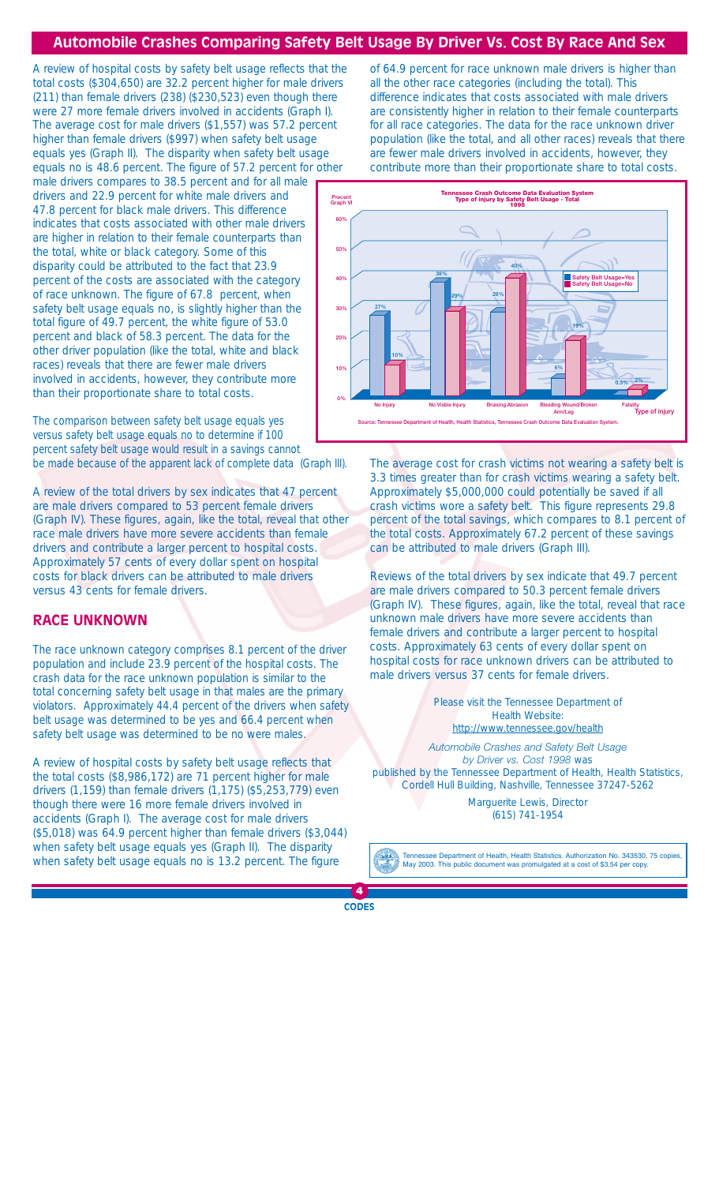## Automobile Crashes Comparing Safety Belt Usage By Driver Vs. Cost By Race And Sex

A review of hospital costs by safety belt usage reflects that the total costs ($304,650) are 32.2 percent higher for male drivers (211) than female drivers (238) ($230,523) even though there were 27 more female drivers involved in accidents (Graph I). The average cost for male drivers ($1,557) was 57.2 percent higher than female drivers ($997) when safety belt usage equals yes (Graph II). The disparity when safety belt usage equals no is 48.6 percent. The figure of 57.2 percent for other male drivers compares to 38.5 percent and for all male drivers and 22.9 percent for white male drivers and 47.8 percent for black male drivers. This difference indicates that costs associated with other male drivers are higher in relation to their female counterparts than the total, white or black category. Some of this disparity could be attributed to the fact that 23.9 percent of the costs are associated with the category of race unknown. The figure of 67.8 percent, when safety belt usage equals no, is slightly higher than the total figure of 49.7 percent, the white figure of 53.0 percent and black of 58.3 percent. The data for the other driver population (like the total, white and black races) reveals that there are fewer male drivers involved in accidents, however, they contribute more than their proportionate share to total costs.

*The comparison between safety belt usage equals yes versus safety belt usage equals no to determine if 100 percent safety belt usage would result in a savings cannot be made because of the apparent lack of complete data (Graph III).*

A review of the total drivers by sex indicates that 47 percent are male drivers compared to 53 percent female drivers (Graph IV). These figures, again, like the total, reveal that other race male drivers have more severe accidents than female drivers and contribute a larger percent to hospital costs. Approximately 57 cents of every dollar spent on hospital costs for black drivers can be attributed to male drivers versus 43 cents for female drivers.

### RACE UNKNOWN

The race unknown category comprises 8.1 percent of the driver population and include 23.9 percent of the hospital costs. The crash data for the race unknown population is similar to the total concerning safety belt usage in that males are the primary violators. Approximately 44.4 percent of the drivers when safety belt usage was determined to be yes and 66.4 percent when safety belt usage was determined to be no were males.

A review of hospital costs by safety belt usage reflects that the total costs ($8,986,172) are 71 percent higher for male drivers (1,159) than female drivers (1,175) ($5,253,779) even though there were 16 more female drivers involved in accidents (Graph I). The average cost for male drivers ($5,018) was 64.9 percent higher than female drivers ($3,044) when safety belt usage equals yes (Graph II). The disparity when safety belt usage equals no is 13.2 percent. The figure of 64.9 percent for race unknown male drivers is higher than all the other race categories (including the total). This difference indicates that costs associated with male drivers are consistently higher in relation to their female counterparts for all race categories. The data for the race unknown driver population (like the total, and all other races) reveals that there are fewer male drivers involved in accidents, however, they contribute more than their proportionate share to total costs.

Precent
Graph VI

Tennessee Crash Outcome Data Evaluation System
Type of injury by Safety Belt Usage - Total
1998

Safety Belt Usage=Yes
Safety Belt Usage=No

No Injury: 27%, 10%
No Visible Injury: 38%, 29%
Bruising.Abrasion: 28%, 40%
Bleeding Wound/Broken Arm/Leg: 6%, 19%
Fatality: 0.3%, 2%

Type of injury

Source: Tennessee Department of Health, Health Statistics, Tennessee Crash Outcome Data Evaluation System.

The average cost for crash victims not wearing a safety belt is 3.3 times greater than for crash victims wearing a safety belt. Approximately $5,000,000 could potentially be saved if all crash victims wore a safety belt. This figure represents 29.8 percent of the total savings, which compares to 8.1 percent of the total costs. Approximately 67.2 percent of these savings can be attributed to male drivers (Graph III).

Reviews of the total drivers by sex indicate that 49.7 percent are male drivers compared to 50.3 percent female drivers (Graph IV). These figures, again, like the total, reveal that race unknown male drivers have more severe accidents than female drivers and contribute a larger percent to hospital costs. Approximately 63 cents of every dollar spent on hospital costs for race unknown drivers can be attributed to male drivers versus 37 cents for female drivers.

Please visit the Tennessee Department of Health Website:
http://www.tennessee.gov/health

*Automobile Crashes and Safety Belt Usage by Driver vs. Cost 1998* was published by the Tennessee Department of Health, Health Statistics, Cordell Hull Building, Nashville, Tennessee 37247-5262

Marguerite Lewis, Director
(615) 741-1954

Tennessee Department of Health, Health Statistics. Authorization No. 343530, 75 copies, May 2003. This public document was promulgated at a cost of $3.54 per copy.

CODES